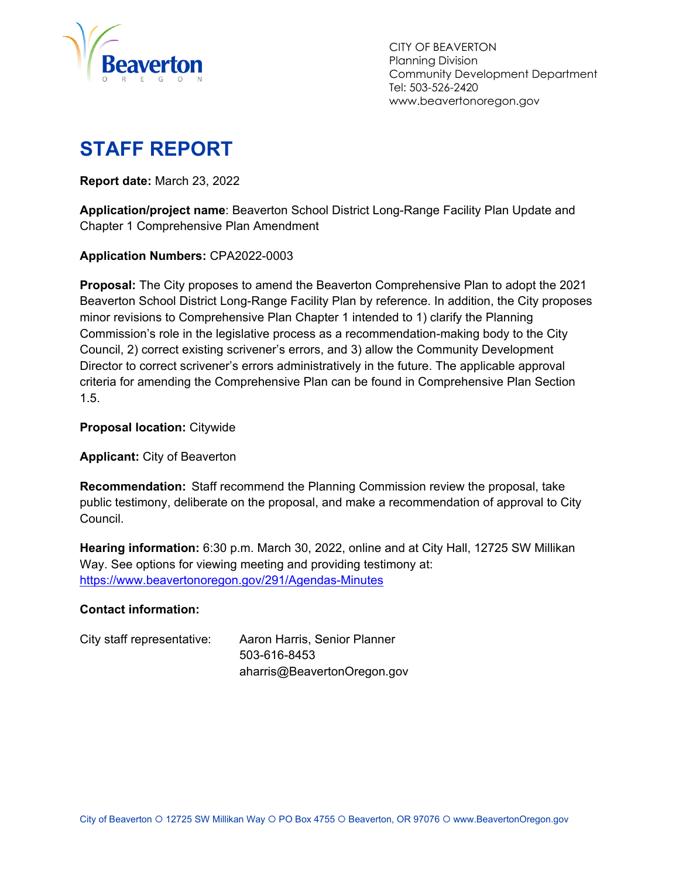CITY OF BEAVERTON
Planning Division
Community Development Department
Tel: 503-526-2420
www.beavertonoregon.gov

# STAFF REPORT

**Report date:** March 23, 2022

**Application/project name**: Beaverton School District Long-Range Facility Plan Update and Chapter 1 Comprehensive Plan Amendment

**Application Numbers:** CPA2022-0003

**Proposal:** The City proposes to amend the Beaverton Comprehensive Plan to adopt the 2021 Beaverton School District Long-Range Facility Plan by reference. In addition, the City proposes minor revisions to Comprehensive Plan Chapter 1 intended to 1) clarify the Planning Commission's role in the legislative process as a recommendation-making body to the City Council, 2) correct existing scrivener's errors, and 3) allow the Community Development Director to correct scrivener's errors administratively in the future. The applicable approval criteria for amending the Comprehensive Plan can be found in Comprehensive Plan Section 1.5.

**Proposal location:** Citywide

**Applicant:** City of Beaverton

**Recommendation:** Staff recommend the Planning Commission review the proposal, take public testimony, deliberate on the proposal, and make a recommendation of approval to City Council.

**Hearing information:** 6:30 p.m. March 30, 2022, online and at City Hall, 12725 SW Millikan Way. See options for viewing meeting and providing testimony at: https://www.beavertonoregon.gov/291/Agendas-Minutes

**Contact information:**

City staff representative: Aaron Harris, Senior Planner
503-616-8453
aharris@BeavertonOregon.gov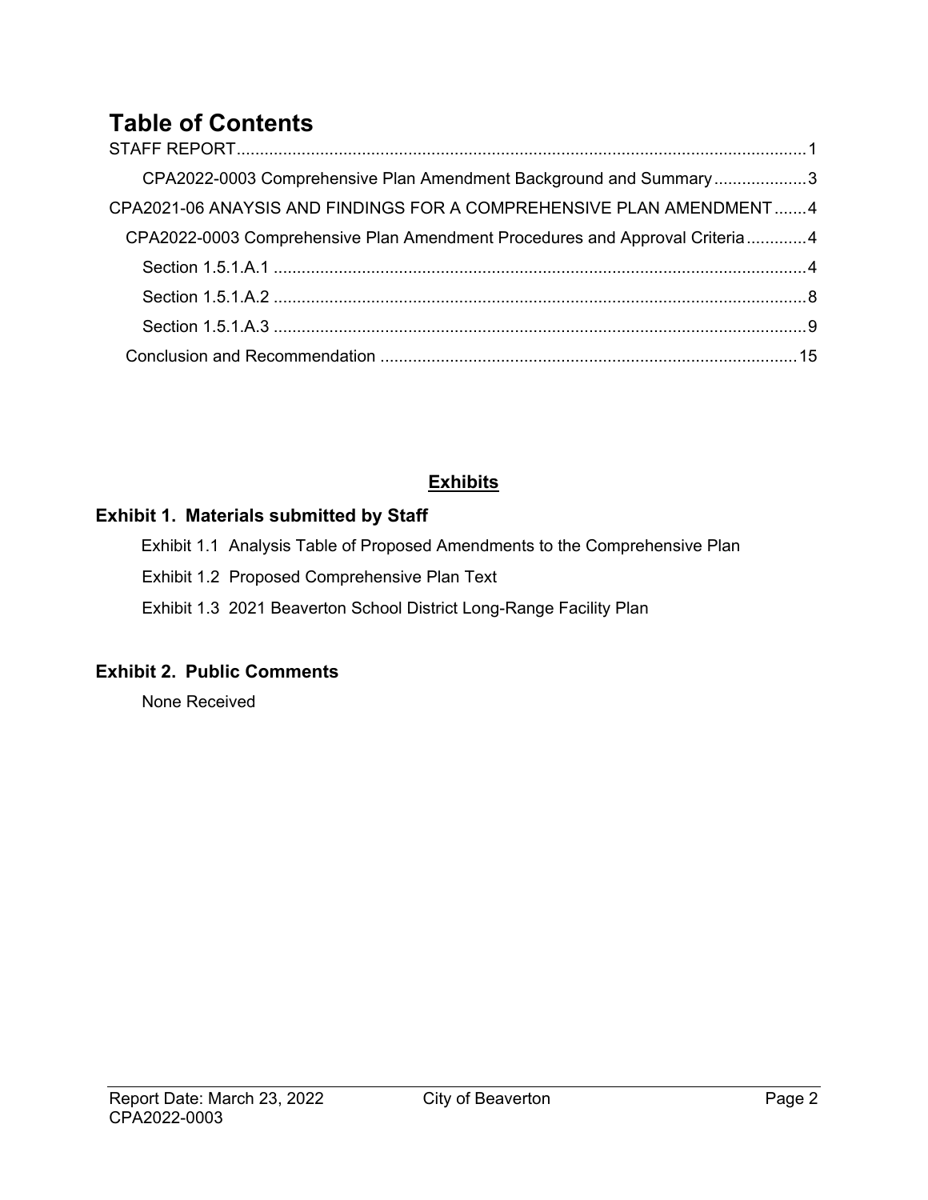# Table of Contents

STAFF REPORT...........................................................................................................................1

CPA2022-0003 Comprehensive Plan Amendment Background and Summary ....................3

CPA2021-06 ANAYSIS AND FINDINGS FOR A COMPREHENSIVE PLAN AMENDMENT .......4

CPA2022-0003 Comprehensive Plan Amendment Procedures and Approval Criteria .............4

Section 1.5.1.A.1 ...................................................................................................................4

Section 1.5.1.A.2 ...................................................................................................................8

Section 1.5.1.A.3 ...................................................................................................................9

Conclusion and Recommendation .........................................................................................15

## Exhibits

### Exhibit 1. Materials submitted by Staff

Exhibit 1.1 Analysis Table of Proposed Amendments to the Comprehensive Plan

Exhibit 1.2 Proposed Comprehensive Plan Text

Exhibit 1.3 2021 Beaverton School District Long-Range Facility Plan

### Exhibit 2. Public Comments

None Received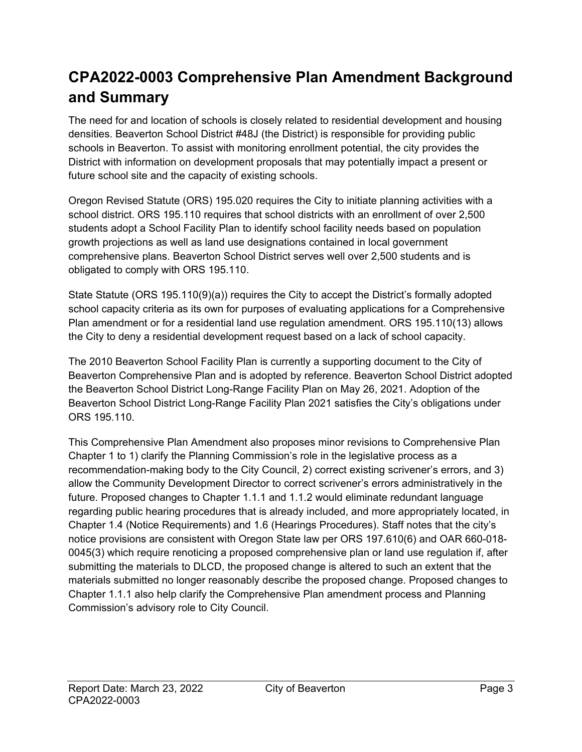# CPA2022-0003 Comprehensive Plan Amendment Background and Summary

The need for and location of schools is closely related to residential development and housing densities. Beaverton School District #48J (the District) is responsible for providing public schools in Beaverton. To assist with monitoring enrollment potential, the city provides the District with information on development proposals that may potentially impact a present or future school site and the capacity of existing schools.

Oregon Revised Statute (ORS) 195.020 requires the City to initiate planning activities with a school district. ORS 195.110 requires that school districts with an enrollment of over 2,500 students adopt a School Facility Plan to identify school facility needs based on population growth projections as well as land use designations contained in local government comprehensive plans. Beaverton School District serves well over 2,500 students and is obligated to comply with ORS 195.110.

State Statute (ORS 195.110(9)(a)) requires the City to accept the District's formally adopted school capacity criteria as its own for purposes of evaluating applications for a Comprehensive Plan amendment or for a residential land use regulation amendment. ORS 195.110(13) allows the City to deny a residential development request based on a lack of school capacity.

The 2010 Beaverton School Facility Plan is currently a supporting document to the City of Beaverton Comprehensive Plan and is adopted by reference. Beaverton School District adopted the Beaverton School District Long-Range Facility Plan on May 26, 2021. Adoption of the Beaverton School District Long-Range Facility Plan 2021 satisfies the City's obligations under ORS 195.110.

This Comprehensive Plan Amendment also proposes minor revisions to Comprehensive Plan Chapter 1 to 1) clarify the Planning Commission's role in the legislative process as a recommendation-making body to the City Council, 2) correct existing scrivener's errors, and 3) allow the Community Development Director to correct scrivener's errors administratively in the future. Proposed changes to Chapter 1.1.1 and 1.1.2 would eliminate redundant language regarding public hearing procedures that is already included, and more appropriately located, in Chapter 1.4 (Notice Requirements) and 1.6 (Hearings Procedures). Staff notes that the city's notice provisions are consistent with Oregon State law per ORS 197.610(6) and OAR 660-018-0045(3) which require renoticing a proposed comprehensive plan or land use regulation if, after submitting the materials to DLCD, the proposed change is altered to such an extent that the materials submitted no longer reasonably describe the proposed change. Proposed changes to Chapter 1.1.1 also help clarify the Comprehensive Plan amendment process and Planning Commission's advisory role to City Council.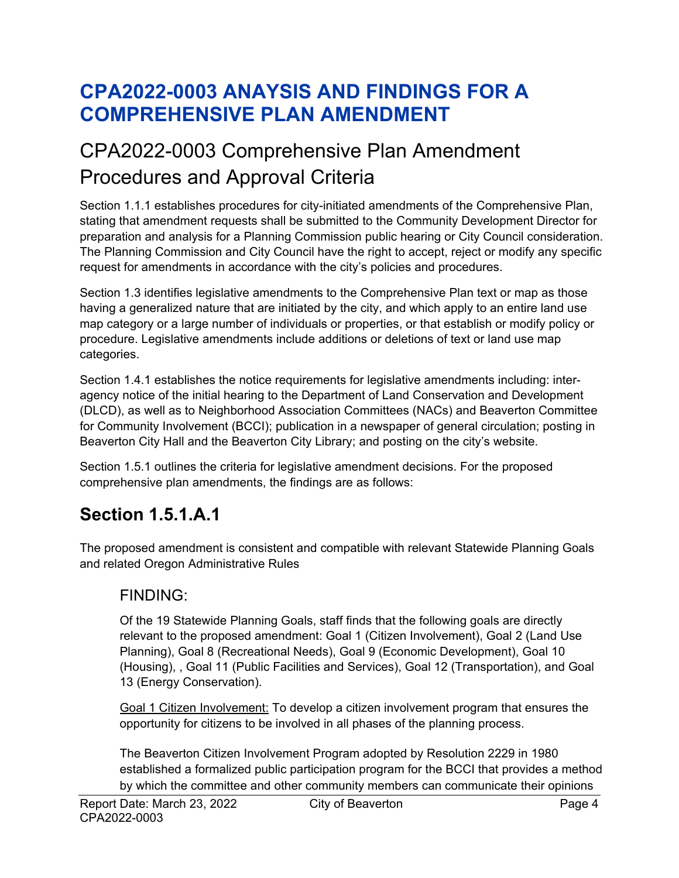# CPA2022-0003 ANAYSIS AND FINDINGS FOR A COMPREHENSIVE PLAN AMENDMENT

## CPA2022-0003 Comprehensive Plan Amendment Procedures and Approval Criteria

Section 1.1.1 establishes procedures for city-initiated amendments of the Comprehensive Plan, stating that amendment requests shall be submitted to the Community Development Director for preparation and analysis for a Planning Commission public hearing or City Council consideration. The Planning Commission and City Council have the right to accept, reject or modify any specific request for amendments in accordance with the city's policies and procedures.

Section 1.3 identifies legislative amendments to the Comprehensive Plan text or map as those having a generalized nature that are initiated by the city, and which apply to an entire land use map category or a large number of individuals or properties, or that establish or modify policy or procedure. Legislative amendments include additions or deletions of text or land use map categories.

Section 1.4.1 establishes the notice requirements for legislative amendments including: inter-agency notice of the initial hearing to the Department of Land Conservation and Development (DLCD), as well as to Neighborhood Association Committees (NACs) and Beaverton Committee for Community Involvement (BCCI); publication in a newspaper of general circulation; posting in Beaverton City Hall and the Beaverton City Library; and posting on the city's website.

Section 1.5.1 outlines the criteria for legislative amendment decisions. For the proposed comprehensive plan amendments, the findings are as follows:

## Section 1.5.1.A.1

The proposed amendment is consistent and compatible with relevant Statewide Planning Goals and related Oregon Administrative Rules

### FINDING:

Of the 19 Statewide Planning Goals, staff finds that the following goals are directly relevant to the proposed amendment: Goal 1 (Citizen Involvement), Goal 2 (Land Use Planning), Goal 8 (Recreational Needs), Goal 9 (Economic Development), Goal 10 (Housing), , Goal 11 (Public Facilities and Services), Goal 12 (Transportation), and Goal 13 (Energy Conservation).

Goal 1 Citizen Involvement: To develop a citizen involvement program that ensures the opportunity for citizens to be involved in all phases of the planning process.

The Beaverton Citizen Involvement Program adopted by Resolution 2229 in 1980 established a formalized public participation program for the BCCI that provides a method by which the committee and other community members can communicate their opinions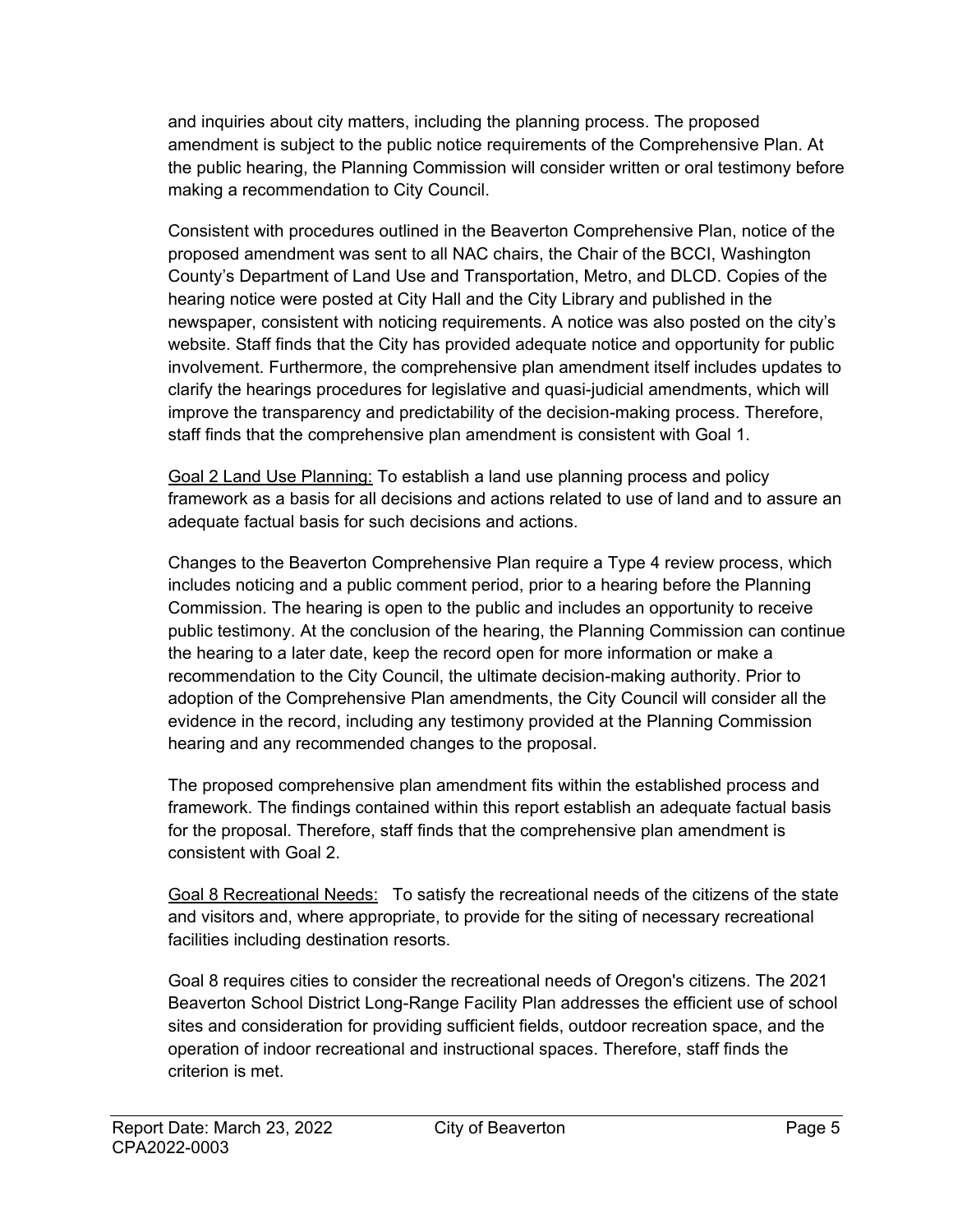and inquiries about city matters, including the planning process. The proposed amendment is subject to the public notice requirements of the Comprehensive Plan. At the public hearing, the Planning Commission will consider written or oral testimony before making a recommendation to City Council.

Consistent with procedures outlined in the Beaverton Comprehensive Plan, notice of the proposed amendment was sent to all NAC chairs, the Chair of the BCCI, Washington County's Department of Land Use and Transportation, Metro, and DLCD. Copies of the hearing notice were posted at City Hall and the City Library and published in the newspaper, consistent with noticing requirements. A notice was also posted on the city's website. Staff finds that the City has provided adequate notice and opportunity for public involvement. Furthermore, the comprehensive plan amendment itself includes updates to clarify the hearings procedures for legislative and quasi-judicial amendments, which will improve the transparency and predictability of the decision-making process. Therefore, staff finds that the comprehensive plan amendment is consistent with Goal 1.

<u>Goal 2 Land Use Planning:</u> To establish a land use planning process and policy framework as a basis for all decisions and actions related to use of land and to assure an adequate factual basis for such decisions and actions.

Changes to the Beaverton Comprehensive Plan require a Type 4 review process, which includes noticing and a public comment period, prior to a hearing before the Planning Commission. The hearing is open to the public and includes an opportunity to receive public testimony. At the conclusion of the hearing, the Planning Commission can continue the hearing to a later date, keep the record open for more information or make a recommendation to the City Council, the ultimate decision-making authority. Prior to adoption of the Comprehensive Plan amendments, the City Council will consider all the evidence in the record, including any testimony provided at the Planning Commission hearing and any recommended changes to the proposal.

The proposed comprehensive plan amendment fits within the established process and framework. The findings contained within this report establish an adequate factual basis for the proposal. Therefore, staff finds that the comprehensive plan amendment is consistent with Goal 2.

<u>Goal 8 Recreational Needs:</u> To satisfy the recreational needs of the citizens of the state and visitors and, where appropriate, to provide for the siting of necessary recreational facilities including destination resorts.

Goal 8 requires cities to consider the recreational needs of Oregon's citizens. The 2021 Beaverton School District Long-Range Facility Plan addresses the efficient use of school sites and consideration for providing sufficient fields, outdoor recreation space, and the operation of indoor recreational and instructional spaces. Therefore, staff finds the criterion is met.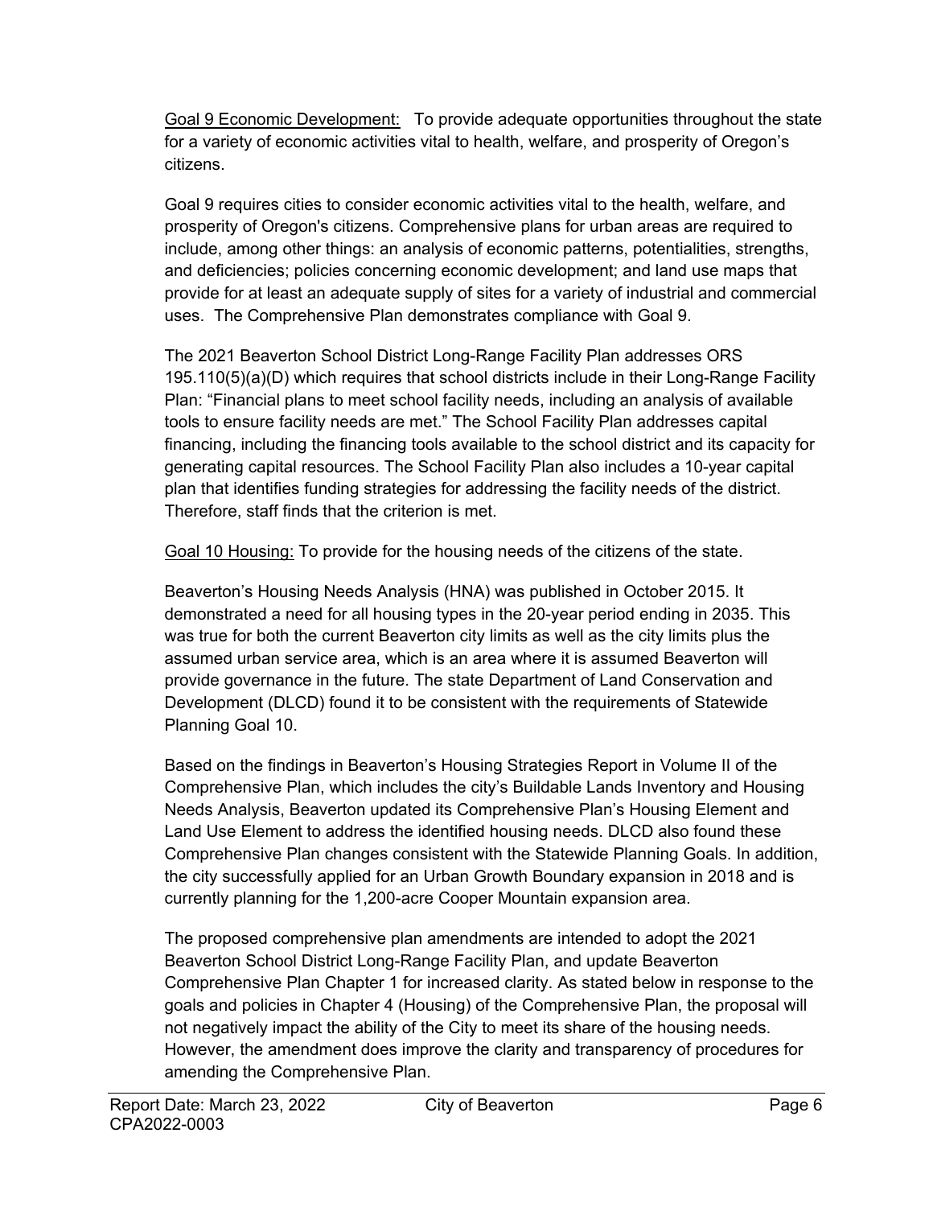Goal 9 Economic Development: To provide adequate opportunities throughout the state for a variety of economic activities vital to health, welfare, and prosperity of Oregon's citizens.

Goal 9 requires cities to consider economic activities vital to the health, welfare, and prosperity of Oregon's citizens. Comprehensive plans for urban areas are required to include, among other things: an analysis of economic patterns, potentialities, strengths, and deficiencies; policies concerning economic development; and land use maps that provide for at least an adequate supply of sites for a variety of industrial and commercial uses. The Comprehensive Plan demonstrates compliance with Goal 9.

The 2021 Beaverton School District Long-Range Facility Plan addresses ORS 195.110(5)(a)(D) which requires that school districts include in their Long-Range Facility Plan: "Financial plans to meet school facility needs, including an analysis of available tools to ensure facility needs are met." The School Facility Plan addresses capital financing, including the financing tools available to the school district and its capacity for generating capital resources. The School Facility Plan also includes a 10-year capital plan that identifies funding strategies for addressing the facility needs of the district. Therefore, staff finds that the criterion is met.

Goal 10 Housing: To provide for the housing needs of the citizens of the state.

Beaverton's Housing Needs Analysis (HNA) was published in October 2015. It demonstrated a need for all housing types in the 20-year period ending in 2035. This was true for both the current Beaverton city limits as well as the city limits plus the assumed urban service area, which is an area where it is assumed Beaverton will provide governance in the future. The state Department of Land Conservation and Development (DLCD) found it to be consistent with the requirements of Statewide Planning Goal 10.

Based on the findings in Beaverton's Housing Strategies Report in Volume II of the Comprehensive Plan, which includes the city's Buildable Lands Inventory and Housing Needs Analysis, Beaverton updated its Comprehensive Plan's Housing Element and Land Use Element to address the identified housing needs. DLCD also found these Comprehensive Plan changes consistent with the Statewide Planning Goals. In addition, the city successfully applied for an Urban Growth Boundary expansion in 2018 and is currently planning for the 1,200-acre Cooper Mountain expansion area.

The proposed comprehensive plan amendments are intended to adopt the 2021 Beaverton School District Long-Range Facility Plan, and update Beaverton Comprehensive Plan Chapter 1 for increased clarity. As stated below in response to the goals and policies in Chapter 4 (Housing) of the Comprehensive Plan, the proposal will not negatively impact the ability of the City to meet its share of the housing needs. However, the amendment does improve the clarity and transparency of procedures for amending the Comprehensive Plan.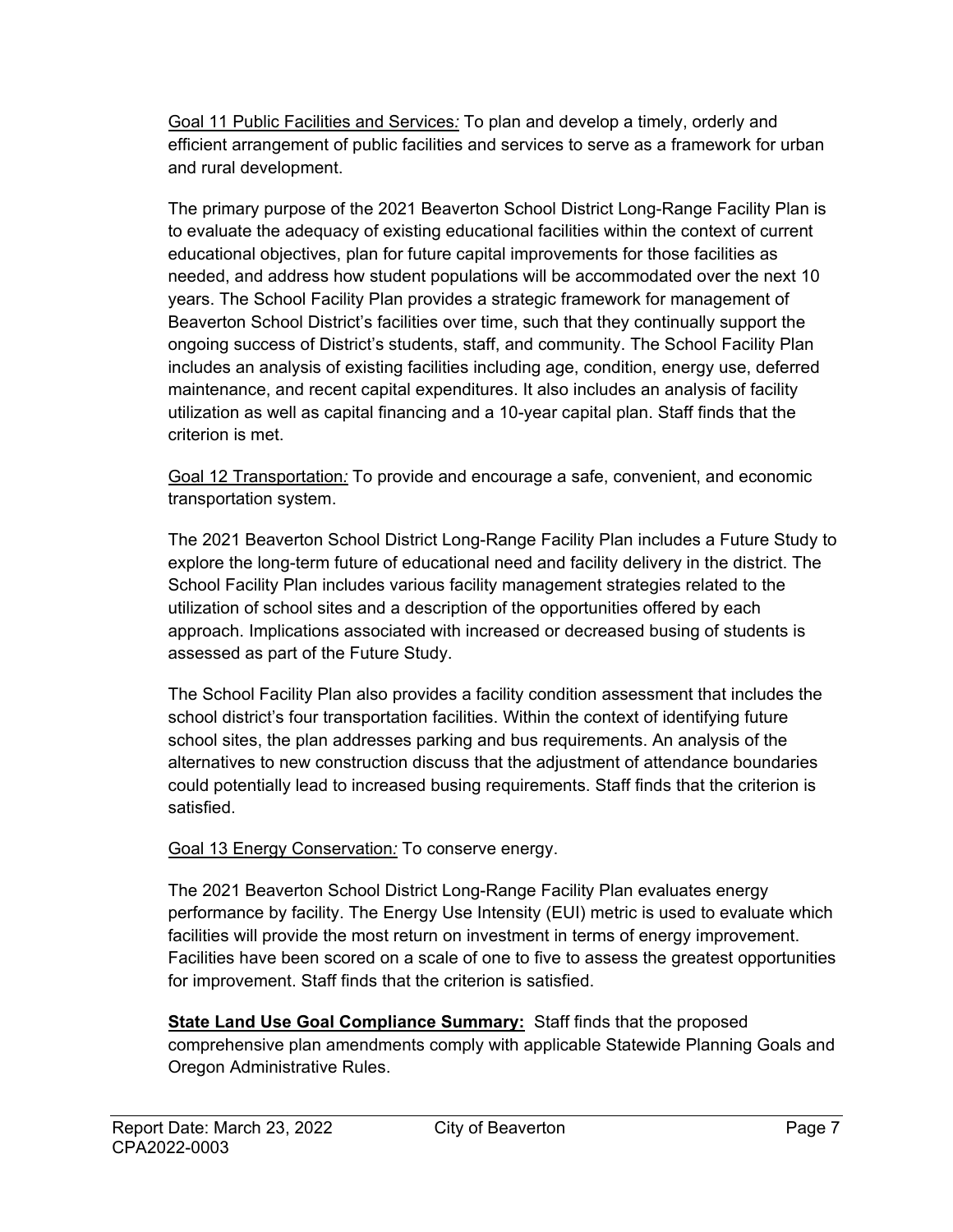<u>Goal 11 Public Facilities and Services</u>*:* To plan and develop a timely, orderly and efficient arrangement of public facilities and services to serve as a framework for urban and rural development.

The primary purpose of the 2021 Beaverton School District Long-Range Facility Plan is to evaluate the adequacy of existing educational facilities within the context of current educational objectives, plan for future capital improvements for those facilities as needed, and address how student populations will be accommodated over the next 10 years. The School Facility Plan provides a strategic framework for management of Beaverton School District's facilities over time, such that they continually support the ongoing success of District's students, staff, and community. The School Facility Plan includes an analysis of existing facilities including age, condition, energy use, deferred maintenance, and recent capital expenditures. It also includes an analysis of facility utilization as well as capital financing and a 10-year capital plan. Staff finds that the criterion is met.

<u>Goal 12 Transportation</u>*:* To provide and encourage a safe, convenient, and economic transportation system.

The 2021 Beaverton School District Long-Range Facility Plan includes a Future Study to explore the long-term future of educational need and facility delivery in the district. The School Facility Plan includes various facility management strategies related to the utilization of school sites and a description of the opportunities offered by each approach. Implications associated with increased or decreased busing of students is assessed as part of the Future Study.

The School Facility Plan also provides a facility condition assessment that includes the school district's four transportation facilities. Within the context of identifying future school sites, the plan addresses parking and bus requirements. An analysis of the alternatives to new construction discuss that the adjustment of attendance boundaries could potentially lead to increased busing requirements. Staff finds that the criterion is satisfied.

<u>Goal 13 Energy Conservation</u>*:* To conserve energy.

The 2021 Beaverton School District Long-Range Facility Plan evaluates energy performance by facility. The Energy Use Intensity (EUI) metric is used to evaluate which facilities will provide the most return on investment in terms of energy improvement. Facilities have been scored on a scale of one to five to assess the greatest opportunities for improvement. Staff finds that the criterion is satisfied.

**<u>State Land Use Goal Compliance Summary:</u>** Staff finds that the proposed comprehensive plan amendments comply with applicable Statewide Planning Goals and Oregon Administrative Rules.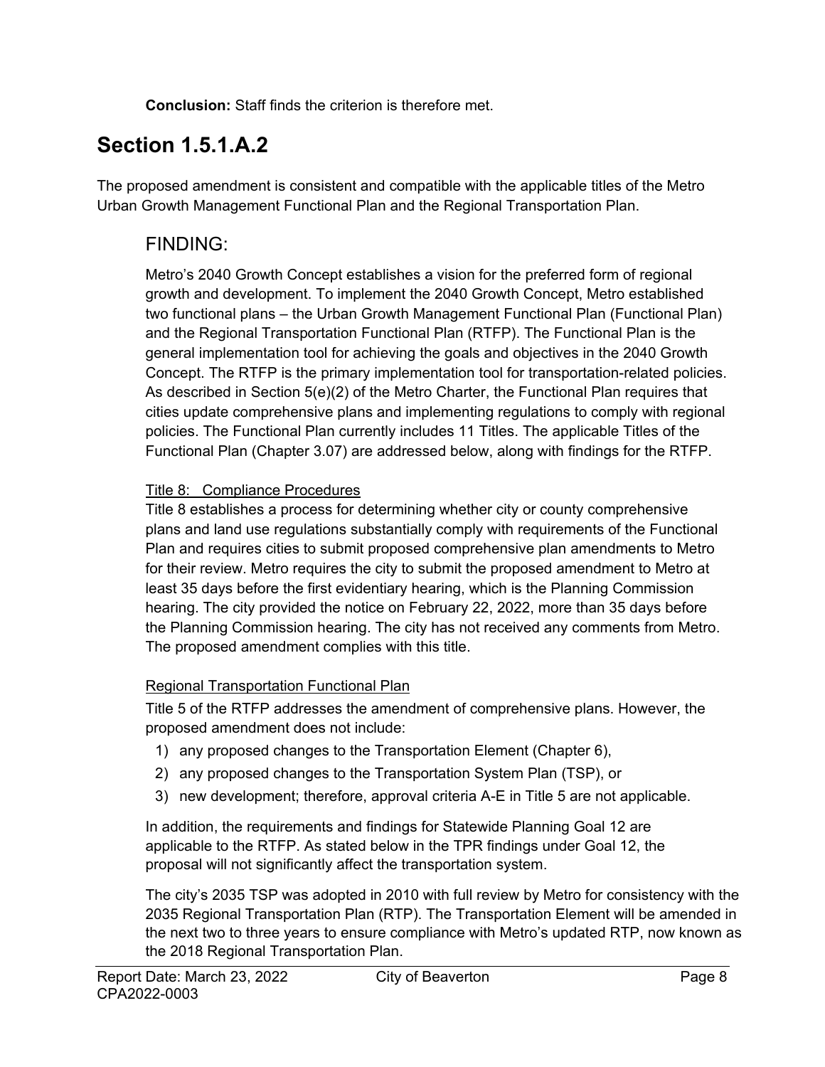**Conclusion:** Staff finds the criterion is therefore met.

# Section 1.5.1.A.2

The proposed amendment is consistent and compatible with the applicable titles of the Metro Urban Growth Management Functional Plan and the Regional Transportation Plan.

## FINDING:

Metro's 2040 Growth Concept establishes a vision for the preferred form of regional growth and development. To implement the 2040 Growth Concept, Metro established two functional plans – the Urban Growth Management Functional Plan (Functional Plan) and the Regional Transportation Functional Plan (RTFP). The Functional Plan is the general implementation tool for achieving the goals and objectives in the 2040 Growth Concept. The RTFP is the primary implementation tool for transportation-related policies. As described in Section 5(e)(2) of the Metro Charter, the Functional Plan requires that cities update comprehensive plans and implementing regulations to comply with regional policies. The Functional Plan currently includes 11 Titles. The applicable Titles of the Functional Plan (Chapter 3.07) are addressed below, along with findings for the RTFP.

<u>Title 8: Compliance Procedures</u>

Title 8 establishes a process for determining whether city or county comprehensive plans and land use regulations substantially comply with requirements of the Functional Plan and requires cities to submit proposed comprehensive plan amendments to Metro for their review. Metro requires the city to submit the proposed amendment to Metro at least 35 days before the first evidentiary hearing, which is the Planning Commission hearing. The city provided the notice on February 22, 2022, more than 35 days before the Planning Commission hearing. The city has not received any comments from Metro. The proposed amendment complies with this title.

<u>Regional Transportation Functional Plan</u>

Title 5 of the RTFP addresses the amendment of comprehensive plans. However, the proposed amendment does not include:

1) any proposed changes to the Transportation Element (Chapter 6),
2) any proposed changes to the Transportation System Plan (TSP), or
3) new development; therefore, approval criteria A-E in Title 5 are not applicable.

In addition, the requirements and findings for Statewide Planning Goal 12 are applicable to the RTFP. As stated below in the TPR findings under Goal 12, the proposal will not significantly affect the transportation system.

The city's 2035 TSP was adopted in 2010 with full review by Metro for consistency with the 2035 Regional Transportation Plan (RTP). The Transportation Element will be amended in the next two to three years to ensure compliance with Metro's updated RTP, now known as the 2018 Regional Transportation Plan.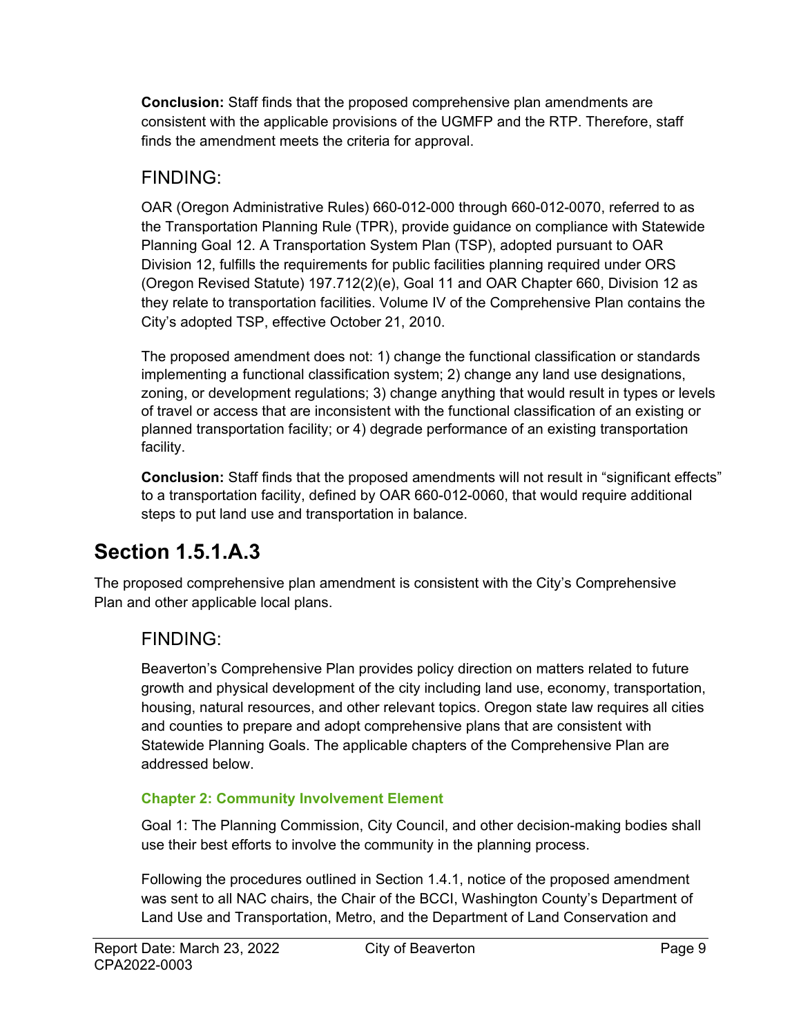**Conclusion:** Staff finds that the proposed comprehensive plan amendments are consistent with the applicable provisions of the UGMFP and the RTP. Therefore, staff finds the amendment meets the criteria for approval.

### FINDING:

OAR (Oregon Administrative Rules) 660-012-000 through 660-012-0070, referred to as the Transportation Planning Rule (TPR), provide guidance on compliance with Statewide Planning Goal 12. A Transportation System Plan (TSP), adopted pursuant to OAR Division 12, fulfills the requirements for public facilities planning required under ORS (Oregon Revised Statute) 197.712(2)(e), Goal 11 and OAR Chapter 660, Division 12 as they relate to transportation facilities. Volume IV of the Comprehensive Plan contains the City's adopted TSP, effective October 21, 2010.

The proposed amendment does not: 1) change the functional classification or standards implementing a functional classification system; 2) change any land use designations, zoning, or development regulations; 3) change anything that would result in types or levels of travel or access that are inconsistent with the functional classification of an existing or planned transportation facility; or 4) degrade performance of an existing transportation facility.

**Conclusion:** Staff finds that the proposed amendments will not result in "significant effects" to a transportation facility, defined by OAR 660-012-0060, that would require additional steps to put land use and transportation in balance.

## Section 1.5.1.A.3

The proposed comprehensive plan amendment is consistent with the City's Comprehensive Plan and other applicable local plans.

### FINDING:

Beaverton's Comprehensive Plan provides policy direction on matters related to future growth and physical development of the city including land use, economy, transportation, housing, natural resources, and other relevant topics. Oregon state law requires all cities and counties to prepare and adopt comprehensive plans that are consistent with Statewide Planning Goals. The applicable chapters of the Comprehensive Plan are addressed below.

#### Chapter 2: Community Involvement Element

Goal 1: The Planning Commission, City Council, and other decision-making bodies shall use their best efforts to involve the community in the planning process.

Following the procedures outlined in Section 1.4.1, notice of the proposed amendment was sent to all NAC chairs, the Chair of the BCCI, Washington County's Department of Land Use and Transportation, Metro, and the Department of Land Conservation and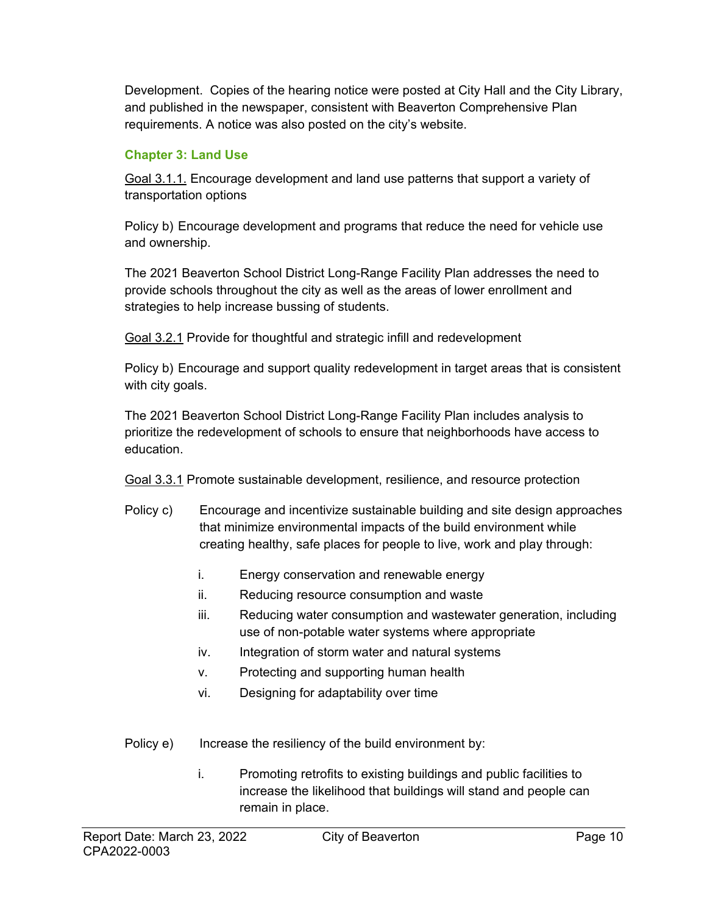Development. Copies of the hearing notice were posted at City Hall and the City Library, and published in the newspaper, consistent with Beaverton Comprehensive Plan requirements. A notice was also posted on the city's website.

### Chapter 3: Land Use

Goal 3.1.1. Encourage development and land use patterns that support a variety of transportation options

Policy b) Encourage development and programs that reduce the need for vehicle use and ownership.

The 2021 Beaverton School District Long-Range Facility Plan addresses the need to provide schools throughout the city as well as the areas of lower enrollment and strategies to help increase bussing of students.

Goal 3.2.1 Provide for thoughtful and strategic infill and redevelopment

Policy b) Encourage and support quality redevelopment in target areas that is consistent with city goals.

The 2021 Beaverton School District Long-Range Facility Plan includes analysis to prioritize the redevelopment of schools to ensure that neighborhoods have access to education.

Goal 3.3.1 Promote sustainable development, resilience, and resource protection

Policy c) Encourage and incentivize sustainable building and site design approaches that minimize environmental impacts of the build environment while creating healthy, safe places for people to live, work and play through:

- i. Energy conservation and renewable energy
- ii. Reducing resource consumption and waste
- iii. Reducing water consumption and wastewater generation, including use of non-potable water systems where appropriate
- iv. Integration of storm water and natural systems
- v. Protecting and supporting human health
- vi. Designing for adaptability over time

Policy e) Increase the resiliency of the build environment by:

- i. Promoting retrofits to existing buildings and public facilities to increase the likelihood that buildings will stand and people can remain in place.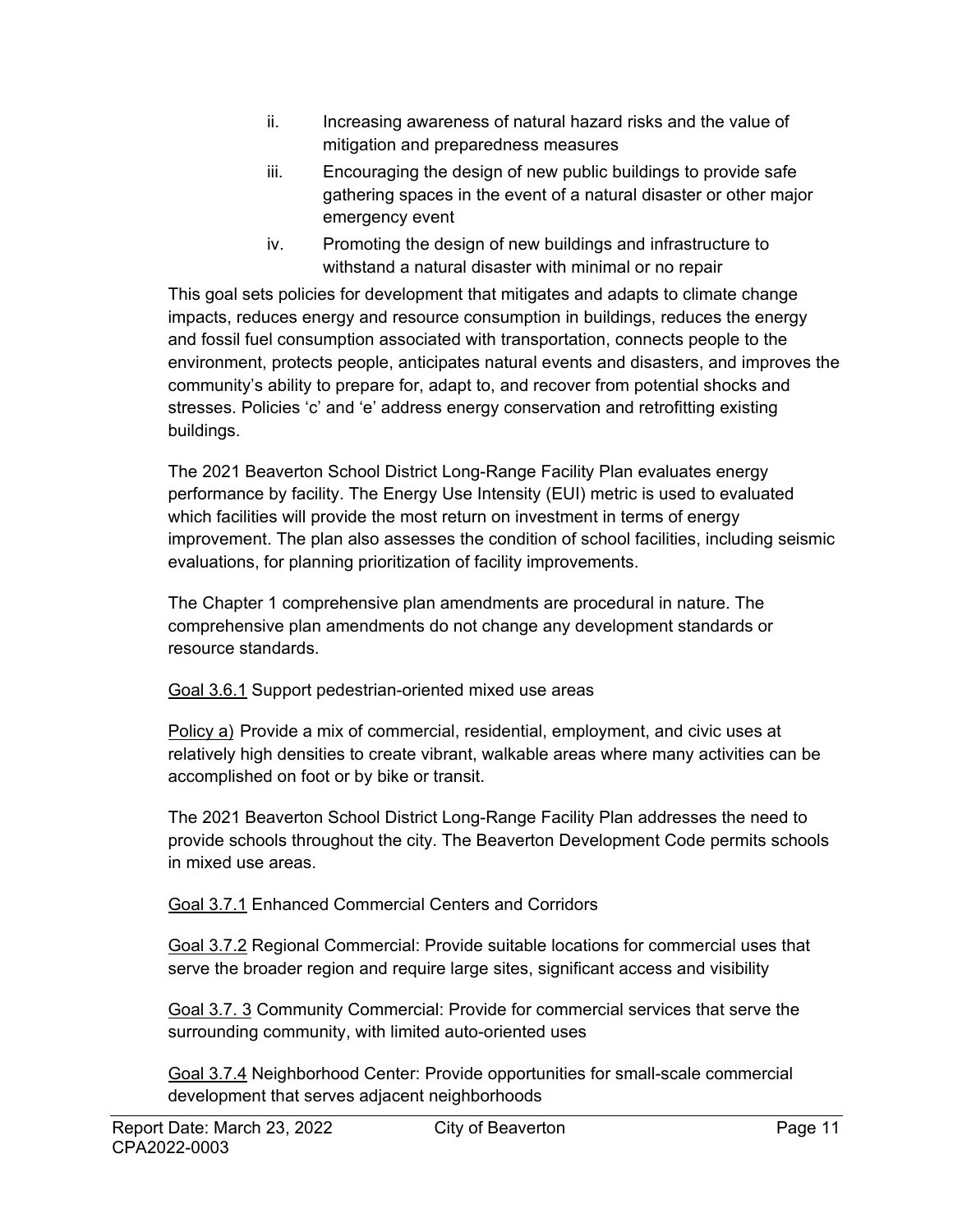ii. Increasing awareness of natural hazard risks and the value of mitigation and preparedness measures

iii. Encouraging the design of new public buildings to provide safe gathering spaces in the event of a natural disaster or other major emergency event

iv. Promoting the design of new buildings and infrastructure to withstand a natural disaster with minimal or no repair

This goal sets policies for development that mitigates and adapts to climate change impacts, reduces energy and resource consumption in buildings, reduces the energy and fossil fuel consumption associated with transportation, connects people to the environment, protects people, anticipates natural events and disasters, and improves the community's ability to prepare for, adapt to, and recover from potential shocks and stresses. Policies 'c' and 'e' address energy conservation and retrofitting existing buildings.

The 2021 Beaverton School District Long-Range Facility Plan evaluates energy performance by facility. The Energy Use Intensity (EUI) metric is used to evaluated which facilities will provide the most return on investment in terms of energy improvement. The plan also assesses the condition of school facilities, including seismic evaluations, for planning prioritization of facility improvements.

The Chapter 1 comprehensive plan amendments are procedural in nature. The comprehensive plan amendments do not change any development standards or resource standards.

<u>Goal 3.6.1</u> Support pedestrian-oriented mixed use areas

<u>Policy a)</u> Provide a mix of commercial, residential, employment, and civic uses at relatively high densities to create vibrant, walkable areas where many activities can be accomplished on foot or by bike or transit.

The 2021 Beaverton School District Long-Range Facility Plan addresses the need to provide schools throughout the city. The Beaverton Development Code permits schools in mixed use areas.

<u>Goal 3.7.1</u> Enhanced Commercial Centers and Corridors

<u>Goal 3.7.2</u> Regional Commercial: Provide suitable locations for commercial uses that serve the broader region and require large sites, significant access and visibility

<u>Goal 3.7. 3</u> Community Commercial: Provide for commercial services that serve the surrounding community, with limited auto-oriented uses

<u>Goal 3.7.4</u> Neighborhood Center: Provide opportunities for small-scale commercial development that serves adjacent neighborhoods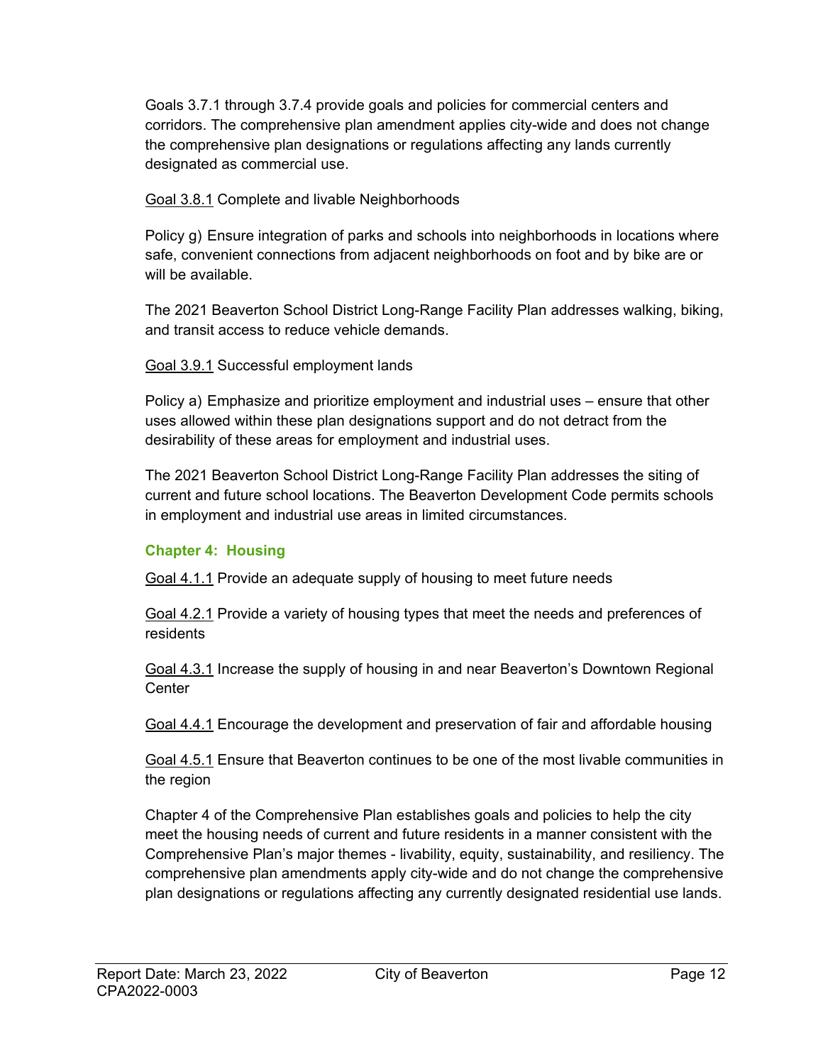Goals 3.7.1 through 3.7.4 provide goals and policies for commercial centers and corridors. The comprehensive plan amendment applies city-wide and does not change the comprehensive plan designations or regulations affecting any lands currently designated as commercial use.

Goal 3.8.1 Complete and livable Neighborhoods

Policy g) Ensure integration of parks and schools into neighborhoods in locations where safe, convenient connections from adjacent neighborhoods on foot and by bike are or will be available.

The 2021 Beaverton School District Long-Range Facility Plan addresses walking, biking, and transit access to reduce vehicle demands.

Goal 3.9.1 Successful employment lands

Policy a) Emphasize and prioritize employment and industrial uses – ensure that other uses allowed within these plan designations support and do not detract from the desirability of these areas for employment and industrial uses.

The 2021 Beaverton School District Long-Range Facility Plan addresses the siting of current and future school locations. The Beaverton Development Code permits schools in employment and industrial use areas in limited circumstances.

### Chapter 4: Housing

Goal 4.1.1 Provide an adequate supply of housing to meet future needs

Goal 4.2.1 Provide a variety of housing types that meet the needs and preferences of residents

Goal 4.3.1 Increase the supply of housing in and near Beaverton's Downtown Regional Center

Goal 4.4.1 Encourage the development and preservation of fair and affordable housing

Goal 4.5.1 Ensure that Beaverton continues to be one of the most livable communities in the region

Chapter 4 of the Comprehensive Plan establishes goals and policies to help the city meet the housing needs of current and future residents in a manner consistent with the Comprehensive Plan's major themes - livability, equity, sustainability, and resiliency. The comprehensive plan amendments apply city-wide and do not change the comprehensive plan designations or regulations affecting any currently designated residential use lands.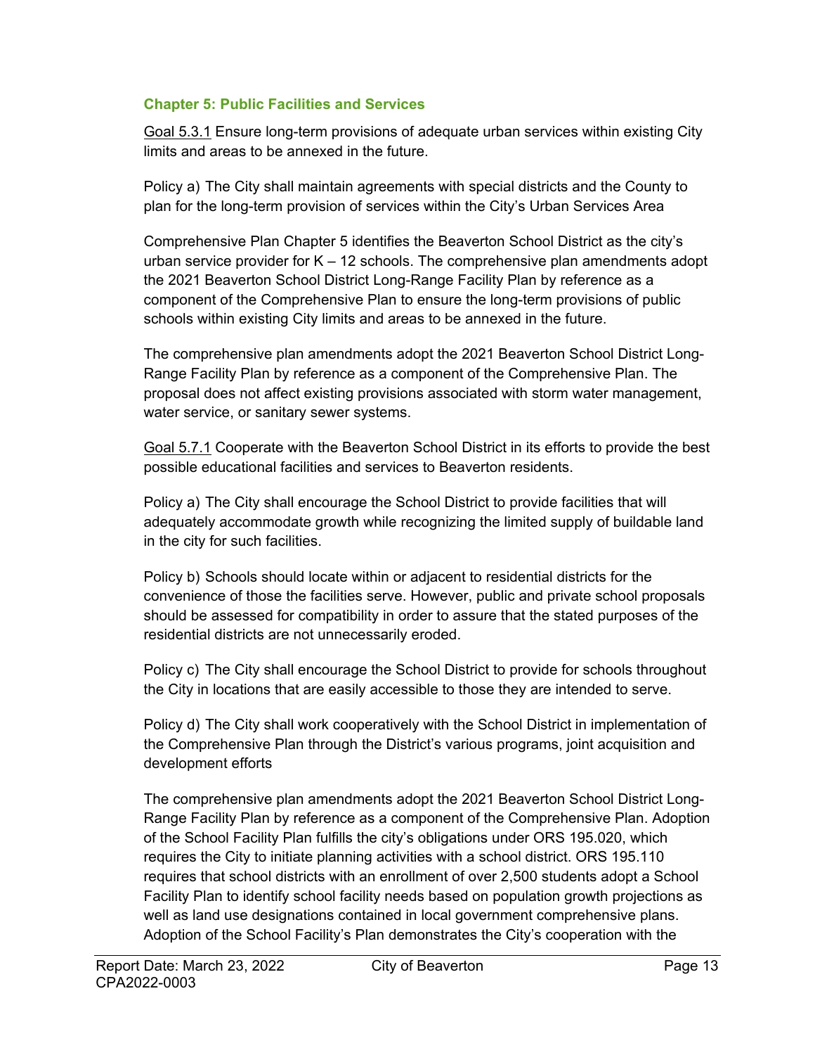### Chapter 5: Public Facilities and Services

<u>Goal 5.3.1</u> Ensure long-term provisions of adequate urban services within existing City limits and areas to be annexed in the future.

Policy a) The City shall maintain agreements with special districts and the County to plan for the long-term provision of services within the City's Urban Services Area

Comprehensive Plan Chapter 5 identifies the Beaverton School District as the city's urban service provider for K – 12 schools. The comprehensive plan amendments adopt the 2021 Beaverton School District Long-Range Facility Plan by reference as a component of the Comprehensive Plan to ensure the long-term provisions of public schools within existing City limits and areas to be annexed in the future.

The comprehensive plan amendments adopt the 2021 Beaverton School District Long-Range Facility Plan by reference as a component of the Comprehensive Plan. The proposal does not affect existing provisions associated with storm water management, water service, or sanitary sewer systems.

<u>Goal 5.7.1</u> Cooperate with the Beaverton School District in its efforts to provide the best possible educational facilities and services to Beaverton residents.

Policy a) The City shall encourage the School District to provide facilities that will adequately accommodate growth while recognizing the limited supply of buildable land in the city for such facilities.

Policy b) Schools should locate within or adjacent to residential districts for the convenience of those the facilities serve. However, public and private school proposals should be assessed for compatibility in order to assure that the stated purposes of the residential districts are not unnecessarily eroded.

Policy c) The City shall encourage the School District to provide for schools throughout the City in locations that are easily accessible to those they are intended to serve.

Policy d) The City shall work cooperatively with the School District in implementation of the Comprehensive Plan through the District's various programs, joint acquisition and development efforts

The comprehensive plan amendments adopt the 2021 Beaverton School District Long-Range Facility Plan by reference as a component of the Comprehensive Plan. Adoption of the School Facility Plan fulfills the city's obligations under ORS 195.020, which requires the City to initiate planning activities with a school district. ORS 195.110 requires that school districts with an enrollment of over 2,500 students adopt a School Facility Plan to identify school facility needs based on population growth projections as well as land use designations contained in local government comprehensive plans. Adoption of the School Facility's Plan demonstrates the City's cooperation with the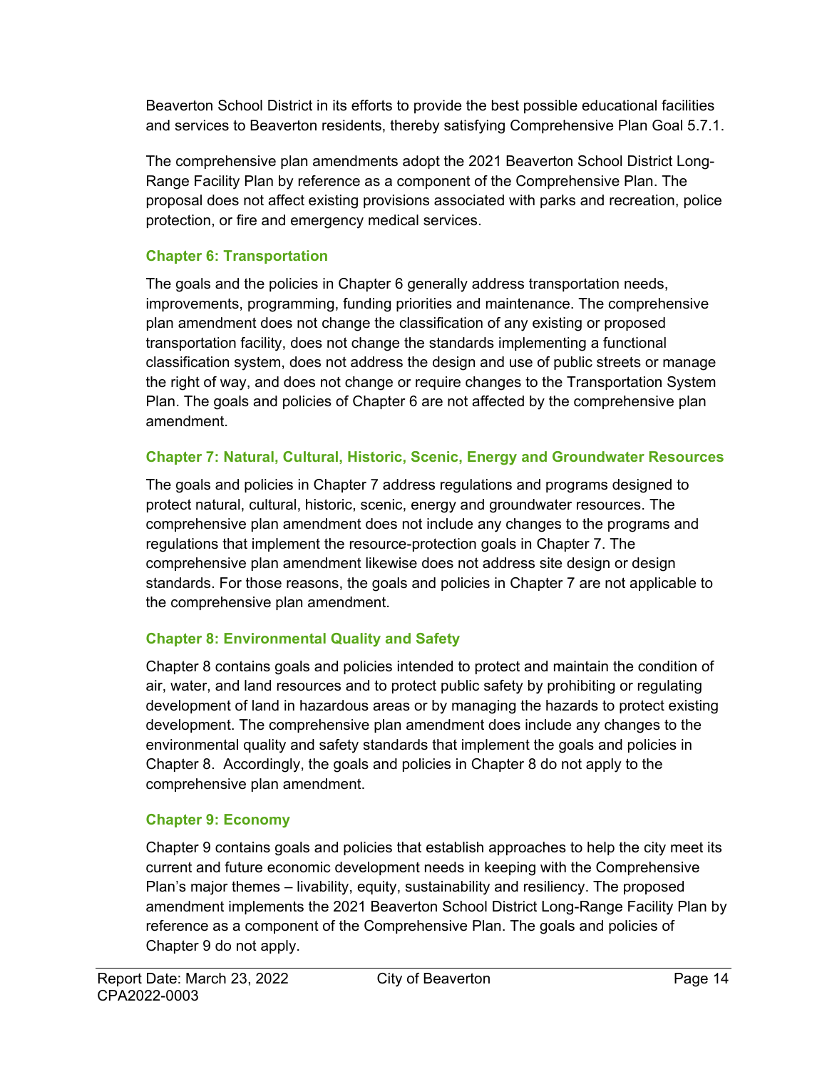Beaverton School District in its efforts to provide the best possible educational facilities and services to Beaverton residents, thereby satisfying Comprehensive Plan Goal 5.7.1.

The comprehensive plan amendments adopt the 2021 Beaverton School District Long-Range Facility Plan by reference as a component of the Comprehensive Plan. The proposal does not affect existing provisions associated with parks and recreation, police protection, or fire and emergency medical services.

### Chapter 6: Transportation

The goals and the policies in Chapter 6 generally address transportation needs, improvements, programming, funding priorities and maintenance. The comprehensive plan amendment does not change the classification of any existing or proposed transportation facility, does not change the standards implementing a functional classification system, does not address the design and use of public streets or manage the right of way, and does not change or require changes to the Transportation System Plan. The goals and policies of Chapter 6 are not affected by the comprehensive plan amendment.

### Chapter 7: Natural, Cultural, Historic, Scenic, Energy and Groundwater Resources

The goals and policies in Chapter 7 address regulations and programs designed to protect natural, cultural, historic, scenic, energy and groundwater resources. The comprehensive plan amendment does not include any changes to the programs and regulations that implement the resource-protection goals in Chapter 7. The comprehensive plan amendment likewise does not address site design or design standards. For those reasons, the goals and policies in Chapter 7 are not applicable to the comprehensive plan amendment.

### Chapter 8: Environmental Quality and Safety

Chapter 8 contains goals and policies intended to protect and maintain the condition of air, water, and land resources and to protect public safety by prohibiting or regulating development of land in hazardous areas or by managing the hazards to protect existing development. The comprehensive plan amendment does include any changes to the environmental quality and safety standards that implement the goals and policies in Chapter 8. Accordingly, the goals and policies in Chapter 8 do not apply to the comprehensive plan amendment.

### Chapter 9: Economy

Chapter 9 contains goals and policies that establish approaches to help the city meet its current and future economic development needs in keeping with the Comprehensive Plan's major themes – livability, equity, sustainability and resiliency. The proposed amendment implements the 2021 Beaverton School District Long-Range Facility Plan by reference as a component of the Comprehensive Plan. The goals and policies of Chapter 9 do not apply.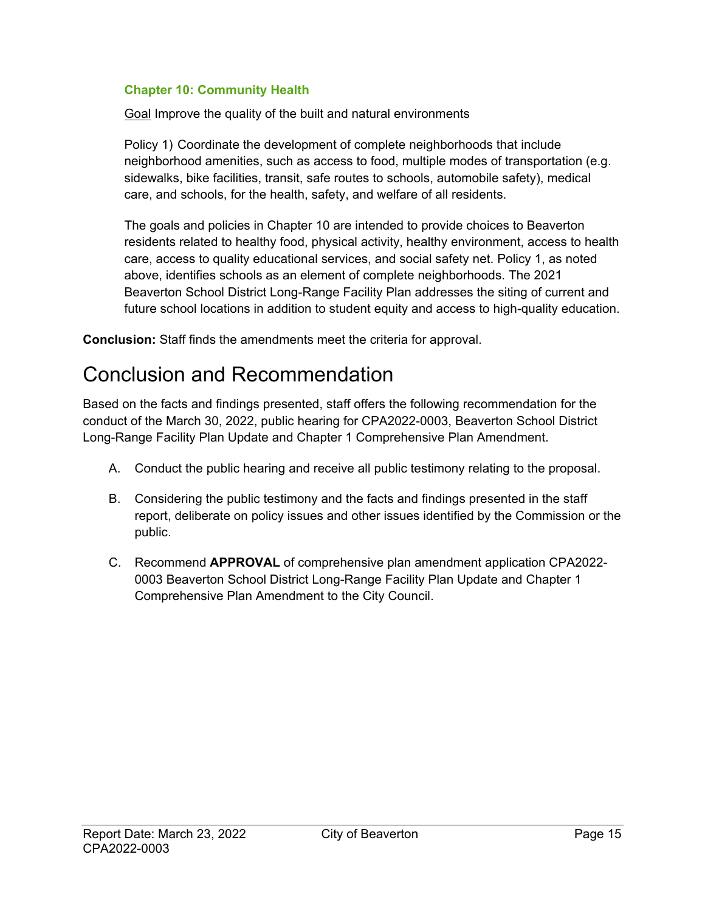### Chapter 10: Community Health

Goal Improve the quality of the built and natural environments

Policy 1) Coordinate the development of complete neighborhoods that include neighborhood amenities, such as access to food, multiple modes of transportation (e.g. sidewalks, bike facilities, transit, safe routes to schools, automobile safety), medical care, and schools, for the health, safety, and welfare of all residents.

The goals and policies in Chapter 10 are intended to provide choices to Beaverton residents related to healthy food, physical activity, healthy environment, access to health care, access to quality educational services, and social safety net. Policy 1, as noted above, identifies schools as an element of complete neighborhoods. The 2021 Beaverton School District Long-Range Facility Plan addresses the siting of current and future school locations in addition to student equity and access to high-quality education.

**Conclusion:** Staff finds the amendments meet the criteria for approval.

# Conclusion and Recommendation

Based on the facts and findings presented, staff offers the following recommendation for the conduct of the March 30, 2022, public hearing for CPA2022-0003, Beaverton School District Long-Range Facility Plan Update and Chapter 1 Comprehensive Plan Amendment.

A. Conduct the public hearing and receive all public testimony relating to the proposal.

B. Considering the public testimony and the facts and findings presented in the staff report, deliberate on policy issues and other issues identified by the Commission or the public.

C. Recommend **APPROVAL** of comprehensive plan amendment application CPA2022-0003 Beaverton School District Long-Range Facility Plan Update and Chapter 1 Comprehensive Plan Amendment to the City Council.